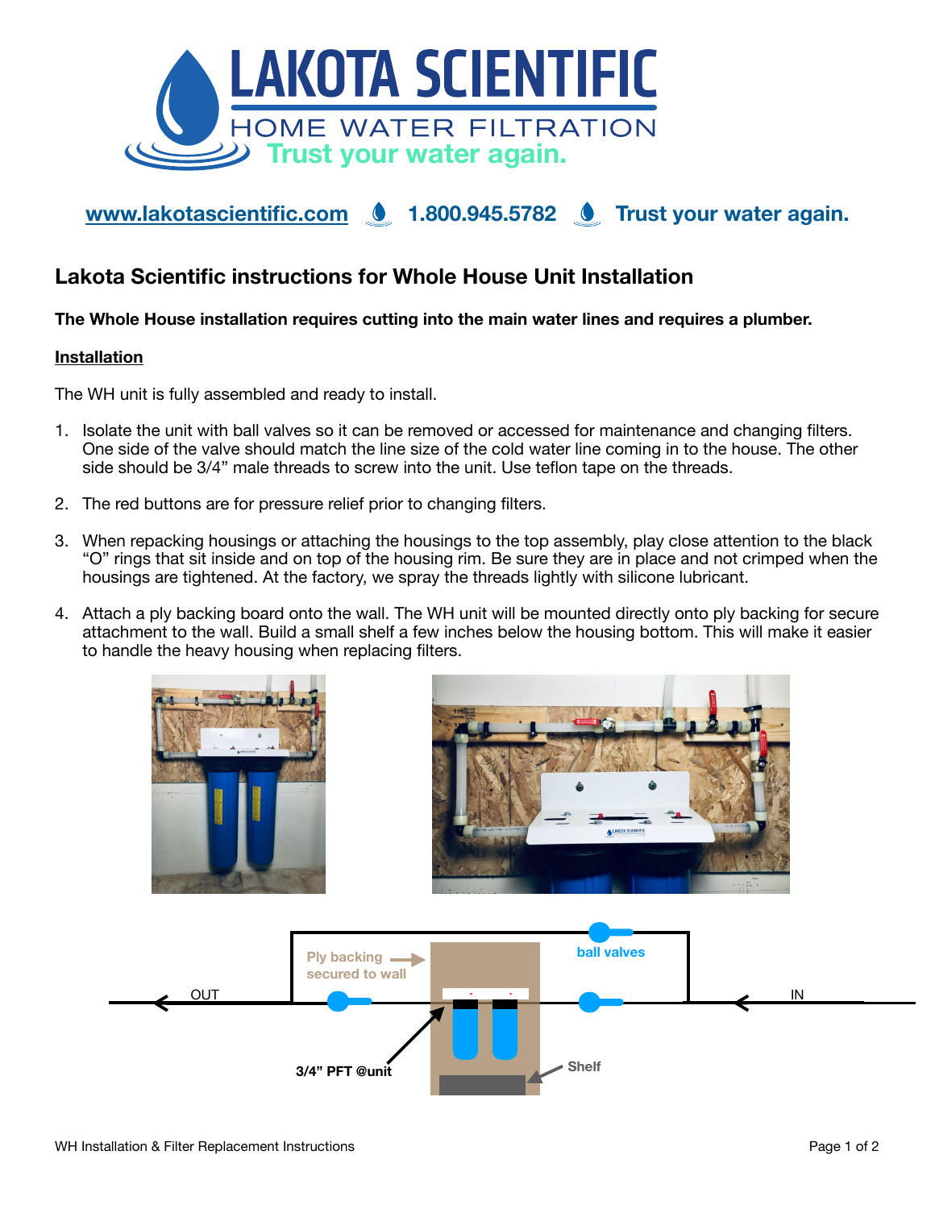# LAKOTA SCIENTIFIC

HOME WATER FILTRATION

Trust your water again.

www.lakotascientific.com 1.800.945.5782 Trust your water again.

## Lakota Scientific instructions for Whole House Unit Installation

**The Whole House installation requires cutting into the main water lines and requires a plumber.**

### Installation

The WH unit is fully assembled and ready to install.

1. Isolate the unit with ball valves so it can be removed or accessed for maintenance and changing filters. One side of the valve should match the line size of the cold water line coming in to the house. The other side should be 3/4" male threads to screw into the unit. Use teflon tape on the threads.
2. The red buttons are for pressure relief prior to changing filters.
3. When repacking housings or attaching the housings to the top assembly, play close attention to the black "O" rings that sit inside and on top of the housing rim. Be sure they are in place and not crimped when the housings are tightened. At the factory, we spray the threads lightly with silicone lubricant.
4. Attach a ply backing board onto the wall. The WH unit will be mounted directly onto ply backing for secure attachment to the wall. Build a small shelf a few inches below the housing bottom. This will make it easier to handle the heavy housing when replacing filters.

OUT

Ply backing secured to wall

ball valves

IN

3/4" PFT @unit

Shelf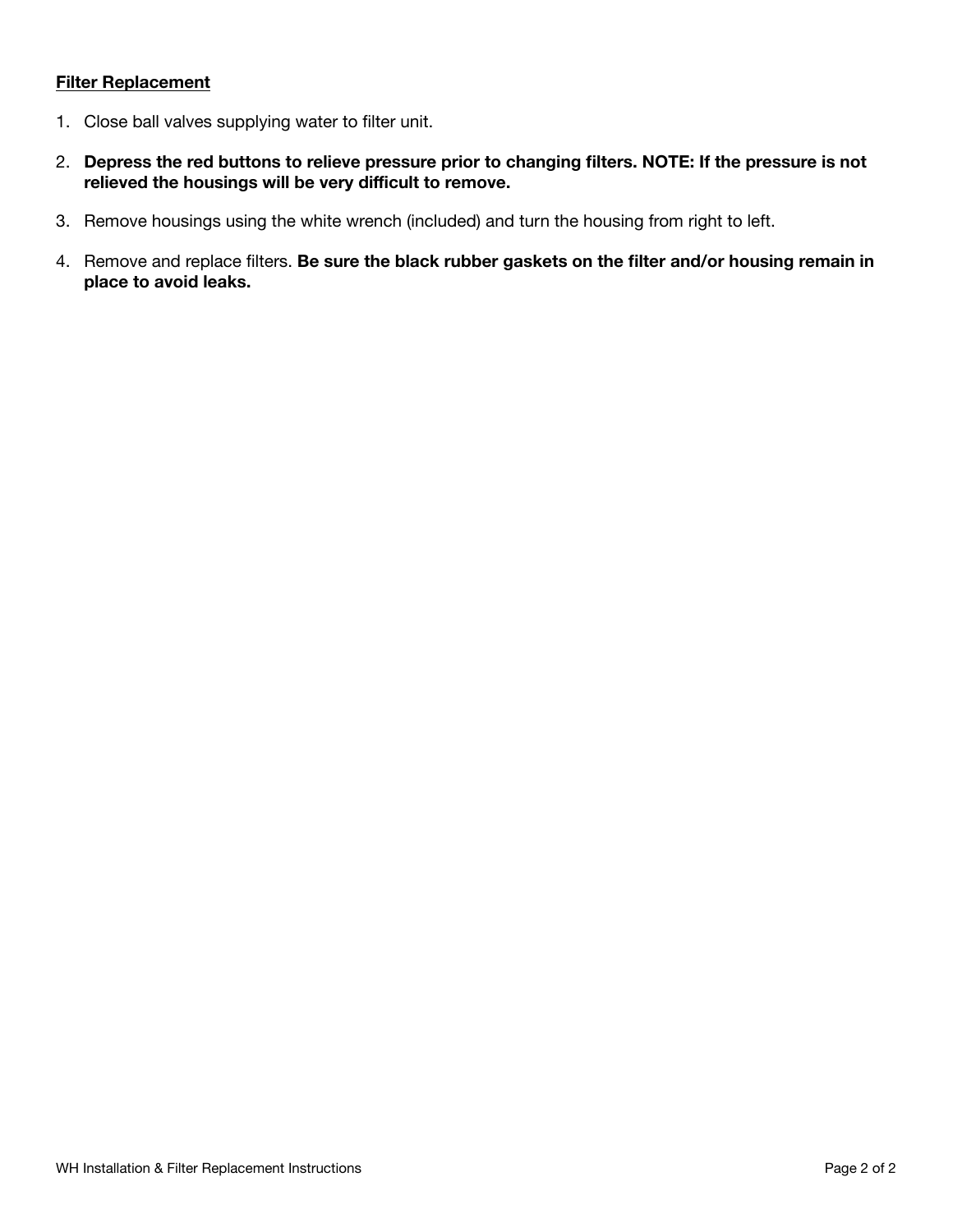**Filter Replacement**

1. Close ball valves supplying water to filter unit.
2. **Depress the red buttons to relieve pressure prior to changing filters. NOTE: If the pressure is not relieved the housings will be very difficult to remove.**
3. Remove housings using the white wrench (included) and turn the housing from right to left.
4. Remove and replace filters. **Be sure the black rubber gaskets on the filter and/or housing remain in place to avoid leaks.**